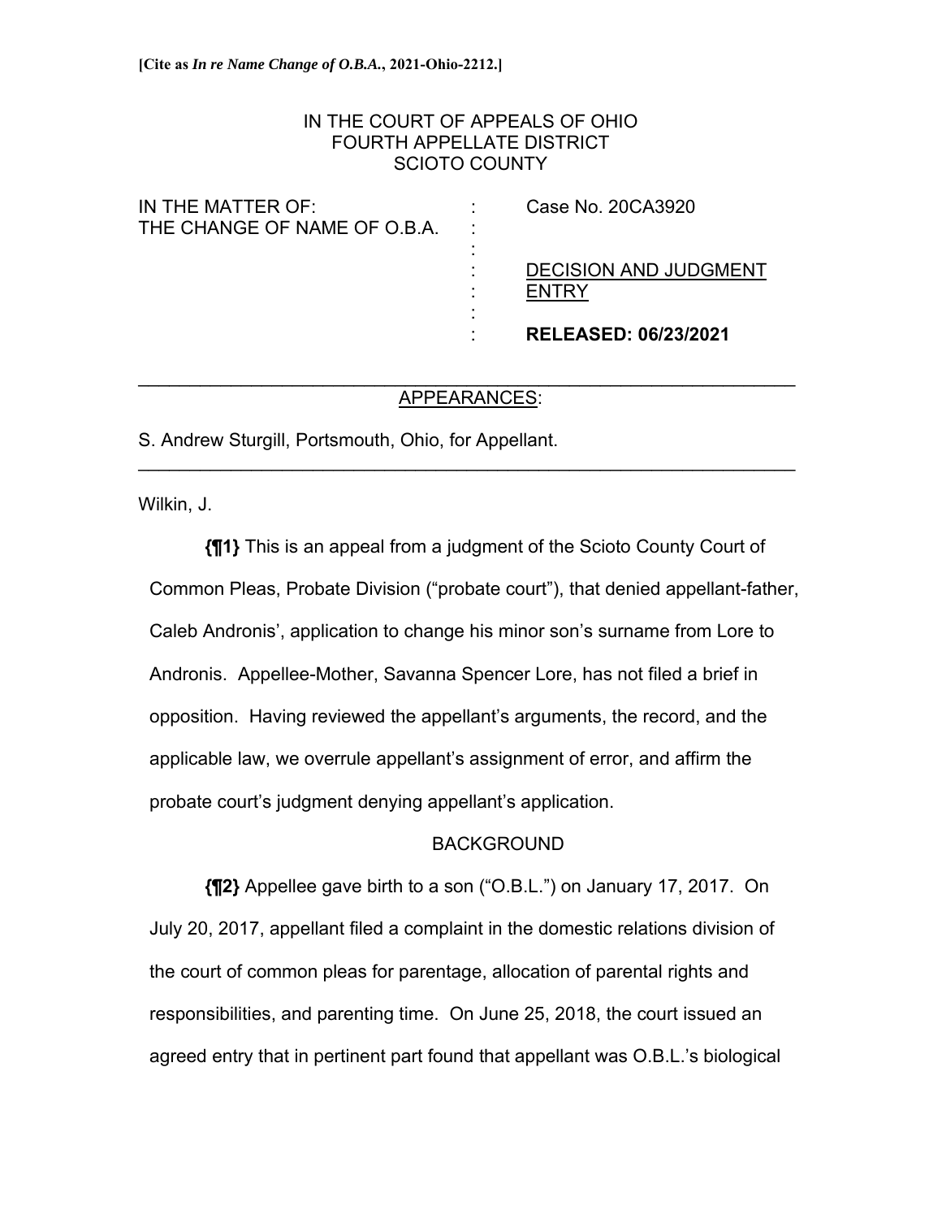**[Cite as *In re Name Change of O.B.A.*, 2021-Ohio-2212.]**

IN THE COURT OF APPEALS OF OHIO
FOURTH APPELLATE DISTRICT
SCIOTO COUNTY

| | | |
|---|---|---|
| IN THE MATTER OF: THE CHANGE OF NAME OF O.B.A. | : | Case No. 20CA3920 |
| | : | DECISION AND JUDGMENT ENTRY |
| | : | **RELEASED: 06/23/2021** |

---

APPEARANCES:

S. Andrew Sturgill, Portsmouth, Ohio, for Appellant.

---

Wilkin, J.

**{¶1}** This is an appeal from a judgment of the Scioto County Court of Common Pleas, Probate Division ("probate court"), that denied appellant-father, Caleb Andronis', application to change his minor son's surname from Lore to Andronis. Appellee-Mother, Savanna Spencer Lore, has not filed a brief in opposition. Having reviewed the appellant's arguments, the record, and the applicable law, we overrule appellant's assignment of error, and affirm the probate court's judgment denying appellant's application.

BACKGROUND

**{¶2}** Appellee gave birth to a son ("O.B.L.") on January 17, 2017. On July 20, 2017, appellant filed a complaint in the domestic relations division of the court of common pleas for parentage, allocation of parental rights and responsibilities, and parenting time. On June 25, 2018, the court issued an agreed entry that in pertinent part found that appellant was O.B.L.'s biological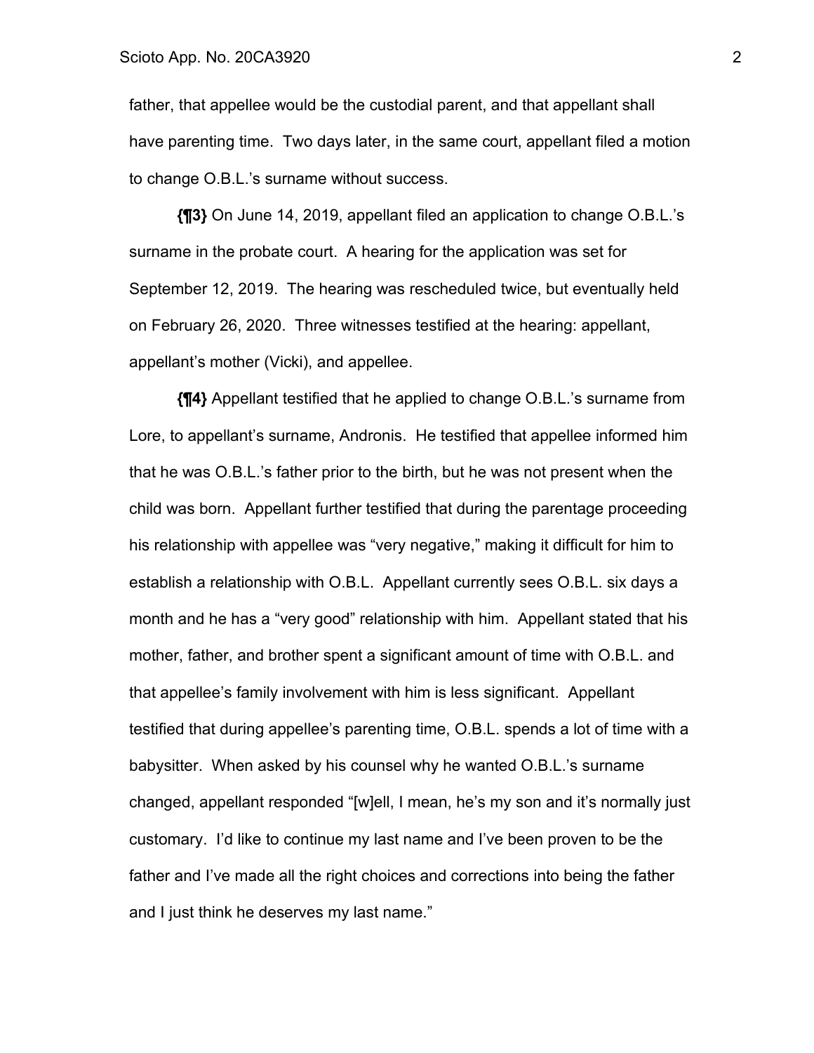father, that appellee would be the custodial parent, and that appellant shall have parenting time. Two days later, in the same court, appellant filed a motion to change O.B.L.'s surname without success.

**{¶3}** On June 14, 2019, appellant filed an application to change O.B.L.'s surname in the probate court. A hearing for the application was set for September 12, 2019. The hearing was rescheduled twice, but eventually held on February 26, 2020. Three witnesses testified at the hearing: appellant, appellant's mother (Vicki), and appellee.

**{¶4}** Appellant testified that he applied to change O.B.L.'s surname from Lore, to appellant's surname, Andronis. He testified that appellee informed him that he was O.B.L.'s father prior to the birth, but he was not present when the child was born. Appellant further testified that during the parentage proceeding his relationship with appellee was "very negative," making it difficult for him to establish a relationship with O.B.L. Appellant currently sees O.B.L. six days a month and he has a "very good" relationship with him. Appellant stated that his mother, father, and brother spent a significant amount of time with O.B.L. and that appellee's family involvement with him is less significant. Appellant testified that during appellee's parenting time, O.B.L. spends a lot of time with a babysitter. When asked by his counsel why he wanted O.B.L.'s surname changed, appellant responded "[w]ell, I mean, he's my son and it's normally just customary. I'd like to continue my last name and I've been proven to be the father and I've made all the right choices and corrections into being the father and I just think he deserves my last name."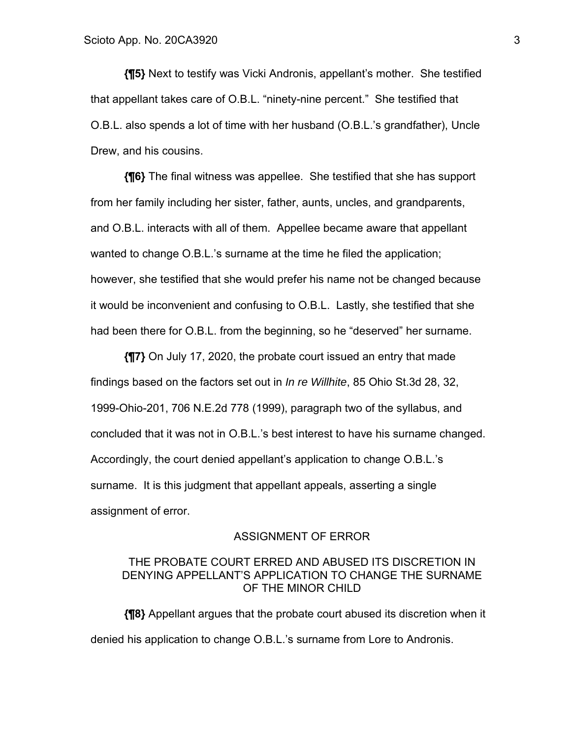**{¶5}** Next to testify was Vicki Andronis, appellant's mother. She testified that appellant takes care of O.B.L. "ninety-nine percent." She testified that O.B.L. also spends a lot of time with her husband (O.B.L.'s grandfather), Uncle Drew, and his cousins.

**{¶6}** The final witness was appellee. She testified that she has support from her family including her sister, father, aunts, uncles, and grandparents, and O.B.L. interacts with all of them. Appellee became aware that appellant wanted to change O.B.L.'s surname at the time he filed the application; however, she testified that she would prefer his name not be changed because it would be inconvenient and confusing to O.B.L. Lastly, she testified that she had been there for O.B.L. from the beginning, so he "deserved" her surname.

**{¶7}** On July 17, 2020, the probate court issued an entry that made findings based on the factors set out in *In re Willhite*, 85 Ohio St.3d 28, 32, 1999-Ohio-201, 706 N.E.2d 778 (1999), paragraph two of the syllabus, and concluded that it was not in O.B.L.'s best interest to have his surname changed. Accordingly, the court denied appellant's application to change O.B.L.'s surname. It is this judgment that appellant appeals, asserting a single assignment of error.

## ASSIGNMENT OF ERROR

THE PROBATE COURT ERRED AND ABUSED ITS DISCRETION IN DENYING APPELLANT'S APPLICATION TO CHANGE THE SURNAME OF THE MINOR CHILD

**{¶8}** Appellant argues that the probate court abused its discretion when it denied his application to change O.B.L.'s surname from Lore to Andronis.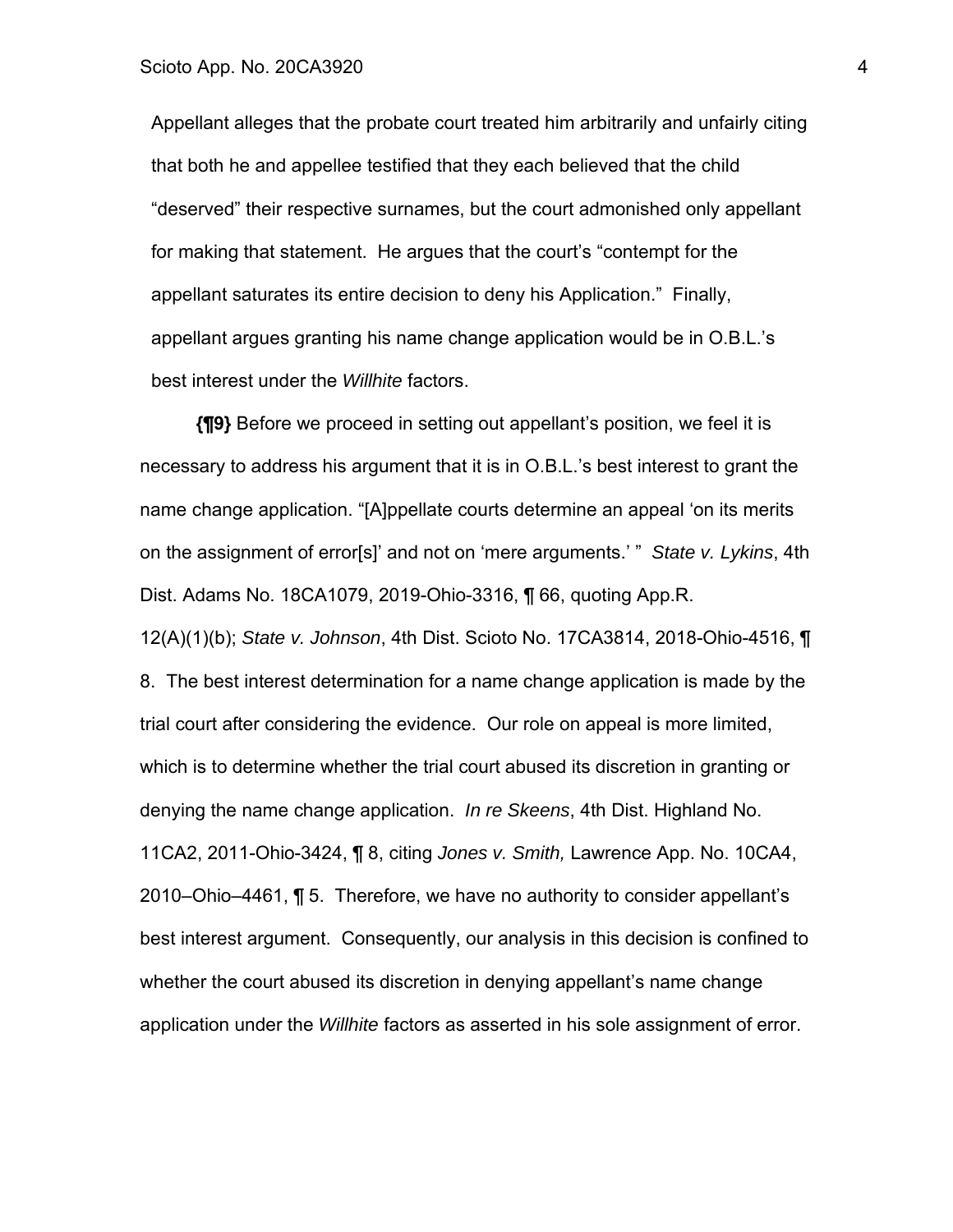Appellant alleges that the probate court treated him arbitrarily and unfairly citing that both he and appellee testified that they each believed that the child "deserved" their respective surnames, but the court admonished only appellant for making that statement. He argues that the court's "contempt for the appellant saturates its entire decision to deny his Application." Finally, appellant argues granting his name change application would be in O.B.L.'s best interest under the *Willhite* factors.

**{¶9}** Before we proceed in setting out appellant's position, we feel it is necessary to address his argument that it is in O.B.L.'s best interest to grant the name change application. "[A]ppellate courts determine an appeal 'on its merits on the assignment of error[s]' and not on 'mere arguments.' " *State v. Lykins*, 4th Dist. Adams No. 18CA1079, 2019-Ohio-3316, ¶ 66, quoting App.R. 12(A)(1)(b); *State v. Johnson*, 4th Dist. Scioto No. 17CA3814, 2018-Ohio-4516, ¶ 8. The best interest determination for a name change application is made by the trial court after considering the evidence. Our role on appeal is more limited, which is to determine whether the trial court abused its discretion in granting or denying the name change application. *In re Skeens*, 4th Dist. Highland No. 11CA2, 2011-Ohio-3424, ¶ 8, citing *Jones v. Smith,* Lawrence App. No. 10CA4, 2010–Ohio–4461, ¶ 5. Therefore, we have no authority to consider appellant's best interest argument. Consequently, our analysis in this decision is confined to whether the court abused its discretion in denying appellant's name change application under the *Willhite* factors as asserted in his sole assignment of error.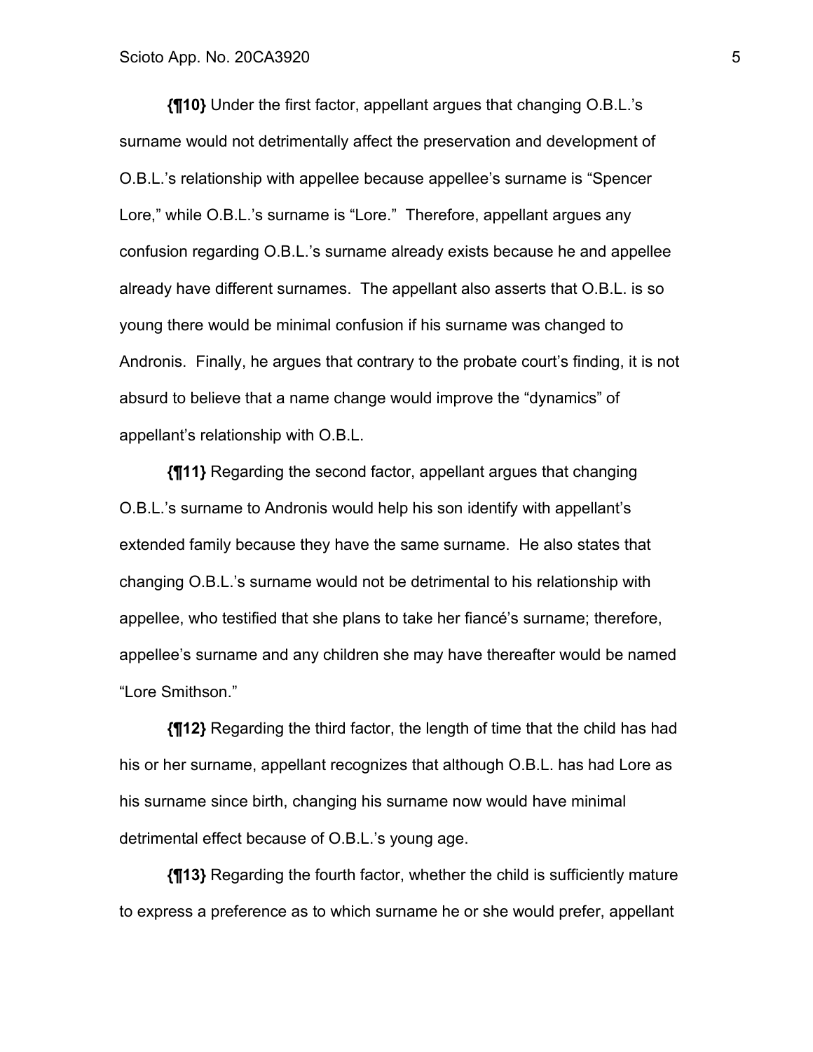**{¶10}** Under the first factor, appellant argues that changing O.B.L.'s surname would not detrimentally affect the preservation and development of O.B.L.'s relationship with appellee because appellee's surname is "Spencer Lore," while O.B.L.'s surname is "Lore." Therefore, appellant argues any confusion regarding O.B.L.'s surname already exists because he and appellee already have different surnames. The appellant also asserts that O.B.L. is so young there would be minimal confusion if his surname was changed to Andronis. Finally, he argues that contrary to the probate court's finding, it is not absurd to believe that a name change would improve the "dynamics" of appellant's relationship with O.B.L.

**{¶11}** Regarding the second factor, appellant argues that changing O.B.L.'s surname to Andronis would help his son identify with appellant's extended family because they have the same surname. He also states that changing O.B.L.'s surname would not be detrimental to his relationship with appellee, who testified that she plans to take her fiancé's surname; therefore, appellee's surname and any children she may have thereafter would be named "Lore Smithson."

**{¶12}** Regarding the third factor, the length of time that the child has had his or her surname, appellant recognizes that although O.B.L. has had Lore as his surname since birth, changing his surname now would have minimal detrimental effect because of O.B.L.'s young age.

**{¶13}** Regarding the fourth factor, whether the child is sufficiently mature to express a preference as to which surname he or she would prefer, appellant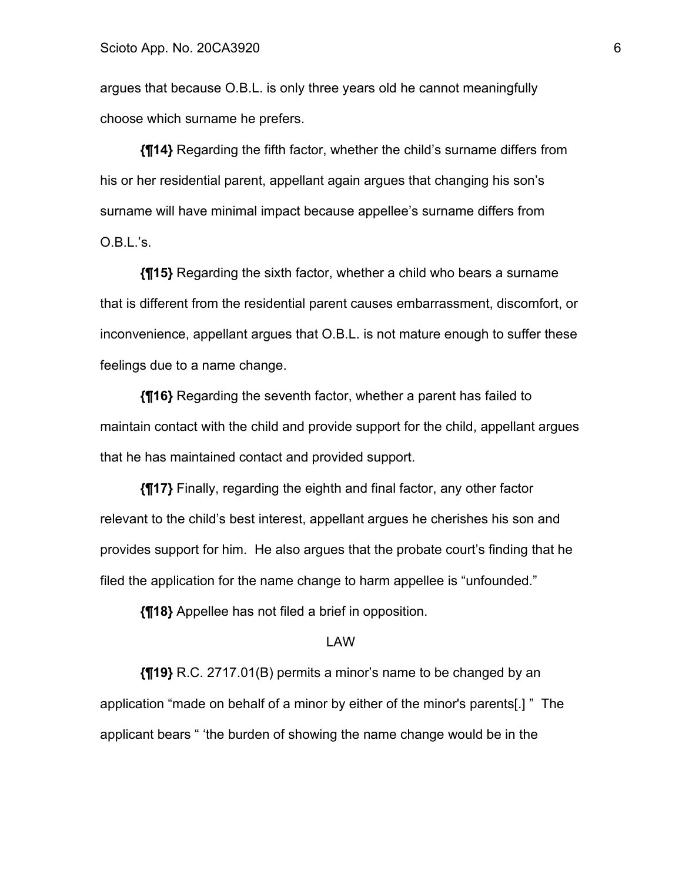argues that because O.B.L. is only three years old he cannot meaningfully choose which surname he prefers.

**{¶14}** Regarding the fifth factor, whether the child's surname differs from his or her residential parent, appellant again argues that changing his son's surname will have minimal impact because appellee's surname differs from O.B.L.'s.

**{¶15}** Regarding the sixth factor, whether a child who bears a surname that is different from the residential parent causes embarrassment, discomfort, or inconvenience, appellant argues that O.B.L. is not mature enough to suffer these feelings due to a name change.

**{¶16}** Regarding the seventh factor, whether a parent has failed to maintain contact with the child and provide support for the child, appellant argues that he has maintained contact and provided support.

**{¶17}** Finally, regarding the eighth and final factor, any other factor relevant to the child's best interest, appellant argues he cherishes his son and provides support for him. He also argues that the probate court's finding that he filed the application for the name change to harm appellee is "unfounded."

**{¶18}** Appellee has not filed a brief in opposition.

LAW

**{¶19}** R.C. 2717.01(B) permits a minor's name to be changed by an application "made on behalf of a minor by either of the minor's parents[.] " The applicant bears " 'the burden of showing the name change would be in the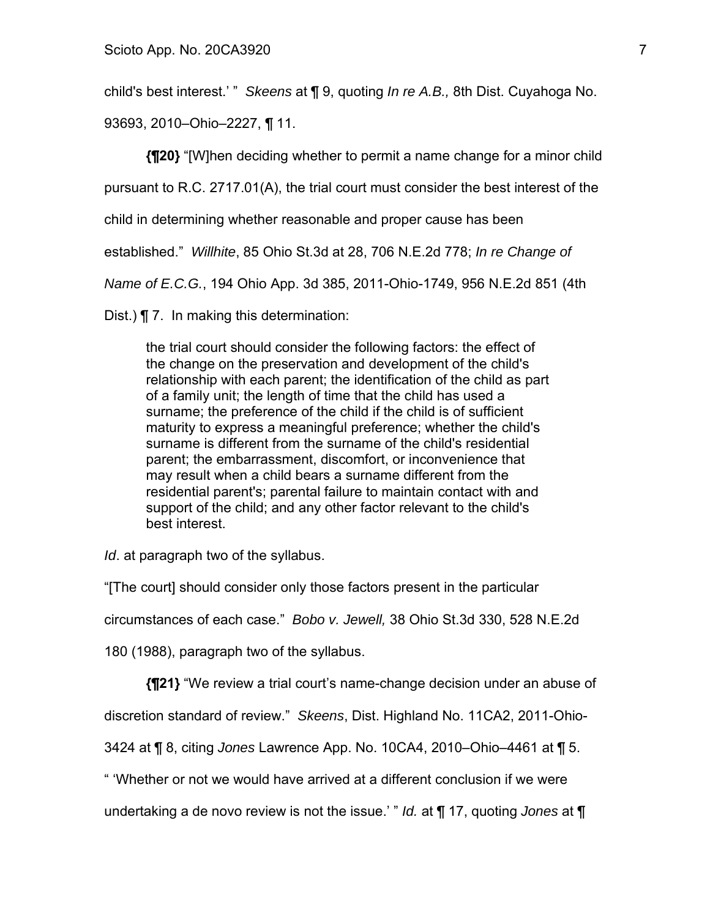child's best interest.' " *Skeens* at ¶ 9, quoting *In re A.B.,* 8th Dist. Cuyahoga No. 93693, 2010–Ohio–2227, ¶ 11.

**{¶20}** "[W]hen deciding whether to permit a name change for a minor child pursuant to R.C. 2717.01(A), the trial court must consider the best interest of the child in determining whether reasonable and proper cause has been established." *Willhite*, 85 Ohio St.3d at 28, 706 N.E.2d 778; *In re Change of Name of E.C.G.*, 194 Ohio App. 3d 385, 2011-Ohio-1749, 956 N.E.2d 851 (4th Dist.) ¶ 7. In making this determination:

> the trial court should consider the following factors: the effect of the change on the preservation and development of the child's relationship with each parent; the identification of the child as part of a family unit; the length of time that the child has used a surname; the preference of the child if the child is of sufficient maturity to express a meaningful preference; whether the child's surname is different from the surname of the child's residential parent; the embarrassment, discomfort, or inconvenience that may result when a child bears a surname different from the residential parent's; parental failure to maintain contact with and support of the child; and any other factor relevant to the child's best interest.

*Id*. at paragraph two of the syllabus.

"[The court] should consider only those factors present in the particular circumstances of each case." *Bobo v. Jewell,* 38 Ohio St.3d 330, 528 N.E.2d 180 (1988), paragraph two of the syllabus.

**{¶21}** "We review a trial court's name-change decision under an abuse of discretion standard of review." *Skeens*, Dist. Highland No. 11CA2, 2011-Ohio-3424 at ¶ 8, citing *Jones* Lawrence App. No. 10CA4, 2010–Ohio–4461 at ¶ 5. " 'Whether or not we would have arrived at a different conclusion if we were undertaking a de novo review is not the issue.' " *Id.* at ¶ 17, quoting *Jones* at ¶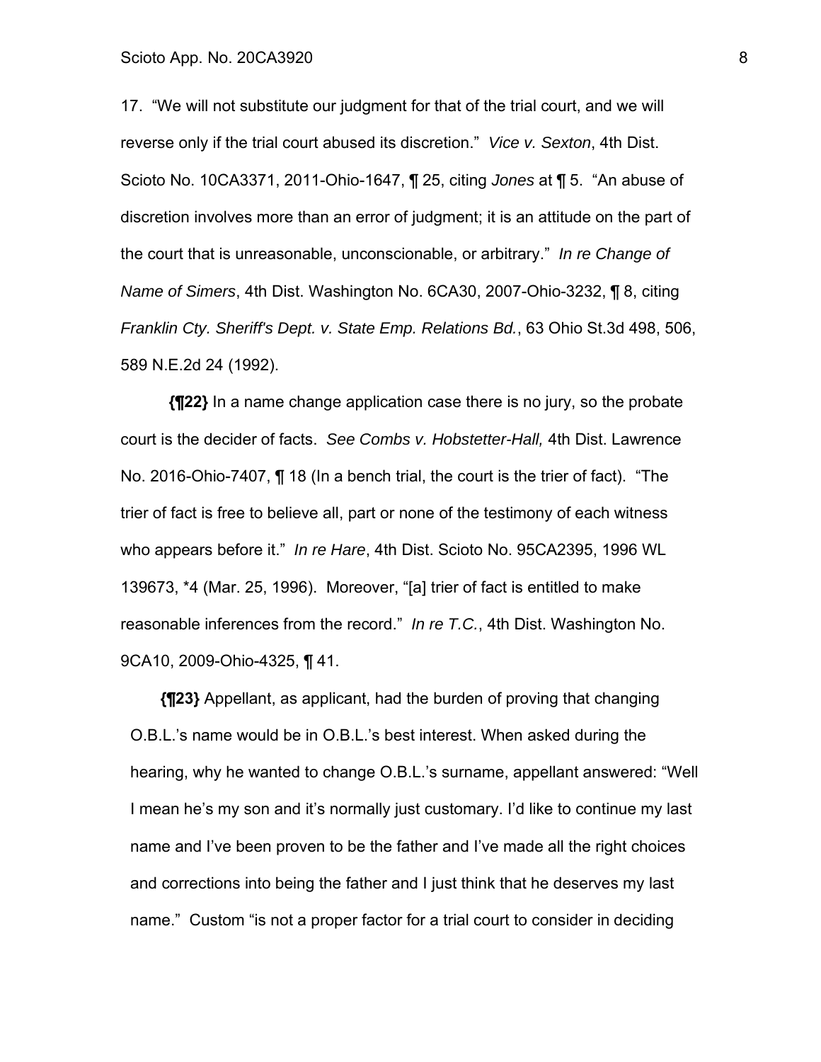17. "We will not substitute our judgment for that of the trial court, and we will reverse only if the trial court abused its discretion." *Vice v. Sexton*, 4th Dist. Scioto No. 10CA3371, 2011-Ohio-1647, ¶ 25, citing *Jones* at ¶ 5. "An abuse of discretion involves more than an error of judgment; it is an attitude on the part of the court that is unreasonable, unconscionable, or arbitrary." *In re Change of Name of Simers*, 4th Dist. Washington No. 6CA30, 2007-Ohio-3232, ¶ 8, citing *Franklin Cty. Sheriff's Dept. v. State Emp. Relations Bd.*, 63 Ohio St.3d 498, 506, 589 N.E.2d 24 (1992).

**{¶22}** In a name change application case there is no jury, so the probate court is the decider of facts. *See Combs v. Hobstetter-Hall,* 4th Dist. Lawrence No. 2016-Ohio-7407, ¶ 18 (In a bench trial, the court is the trier of fact). "The trier of fact is free to believe all, part or none of the testimony of each witness who appears before it." *In re Hare*, 4th Dist. Scioto No. 95CA2395, 1996 WL 139673, *4 (Mar. 25, 1996). Moreover, "[a] trier of fact is entitled to make reasonable inferences from the record." *In re T.C.*, 4th Dist. Washington No. 9CA10, 2009-Ohio-4325, ¶ 41.

**{¶23}** Appellant, as applicant, had the burden of proving that changing O.B.L.'s name would be in O.B.L.'s best interest. When asked during the hearing, why he wanted to change O.B.L.'s surname, appellant answered: "Well I mean he's my son and it's normally just customary. I'd like to continue my last name and I've been proven to be the father and I've made all the right choices and corrections into being the father and I just think that he deserves my last name." Custom "is not a proper factor for a trial court to consider in deciding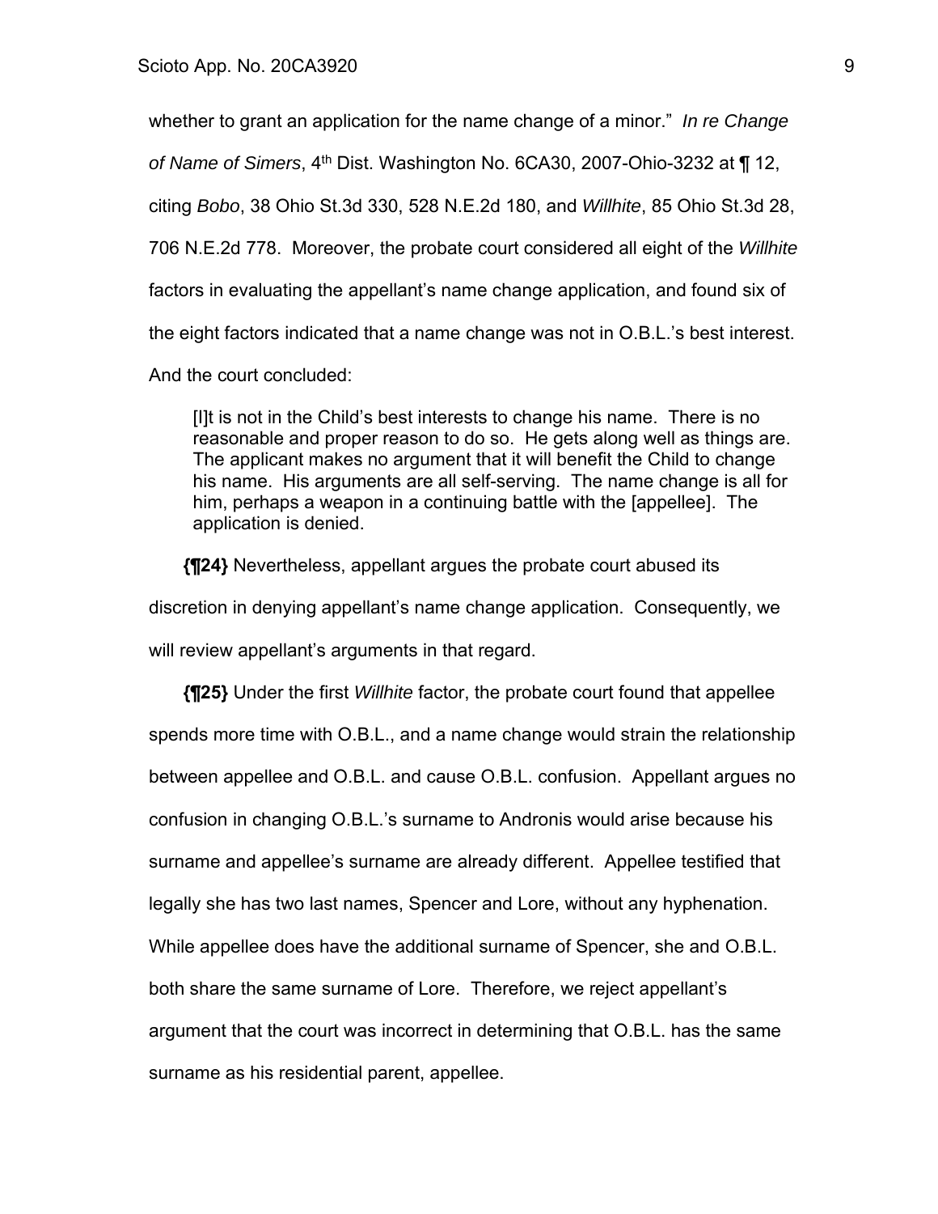whether to grant an application for the name change of a minor." *In re Change of Name of Simers*, 4th Dist. Washington No. 6CA30, 2007-Ohio-3232 at ¶ 12, citing *Bobo*, 38 Ohio St.3d 330, 528 N.E.2d 180, and *Willhite*, 85 Ohio St.3d 28, 706 N.E.2d 778. Moreover, the probate court considered all eight of the *Willhite* factors in evaluating the appellant's name change application, and found six of the eight factors indicated that a name change was not in O.B.L.'s best interest. And the court concluded:

> [I]t is not in the Child's best interests to change his name. There is no reasonable and proper reason to do so. He gets along well as things are. The applicant makes no argument that it will benefit the Child to change his name. His arguments are all self-serving. The name change is all for him, perhaps a weapon in a continuing battle with the [appellee]. The application is denied.

**{¶24}** Nevertheless, appellant argues the probate court abused its discretion in denying appellant's name change application. Consequently, we will review appellant's arguments in that regard.

**{¶25}** Under the first *Willhite* factor, the probate court found that appellee spends more time with O.B.L., and a name change would strain the relationship between appellee and O.B.L. and cause O.B.L. confusion. Appellant argues no confusion in changing O.B.L.'s surname to Andronis would arise because his surname and appellee's surname are already different. Appellee testified that legally she has two last names, Spencer and Lore, without any hyphenation. While appellee does have the additional surname of Spencer, she and O.B.L. both share the same surname of Lore. Therefore, we reject appellant's argument that the court was incorrect in determining that O.B.L. has the same surname as his residential parent, appellee.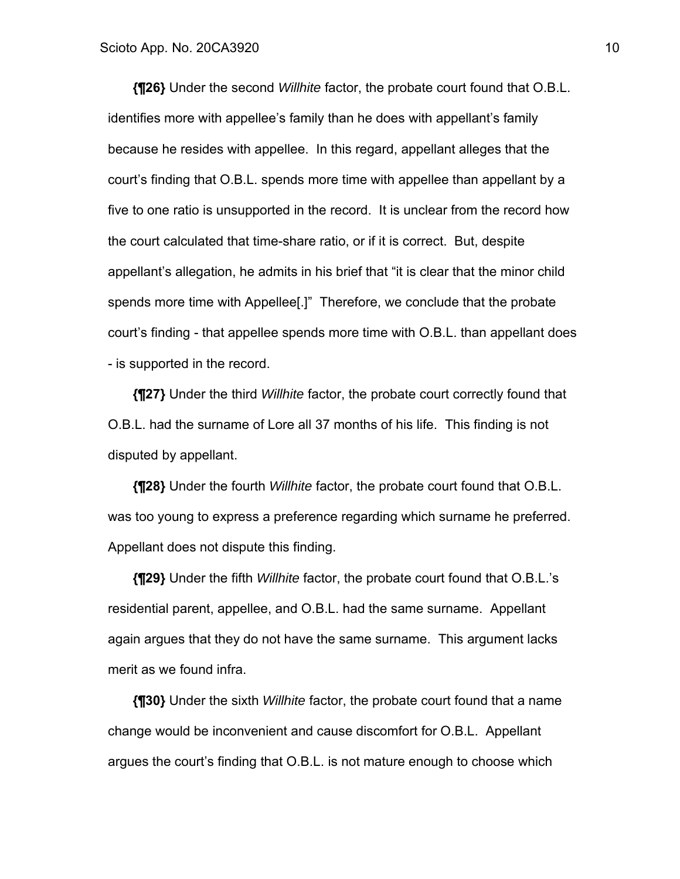**{¶26}** Under the second *Willhite* factor, the probate court found that O.B.L. identifies more with appellee's family than he does with appellant's family because he resides with appellee. In this regard, appellant alleges that the court's finding that O.B.L. spends more time with appellee than appellant by a five to one ratio is unsupported in the record. It is unclear from the record how the court calculated that time-share ratio, or if it is correct. But, despite appellant's allegation, he admits in his brief that "it is clear that the minor child spends more time with Appellee[.]" Therefore, we conclude that the probate court's finding - that appellee spends more time with O.B.L. than appellant does - is supported in the record.

**{¶27}** Under the third *Willhite* factor, the probate court correctly found that O.B.L. had the surname of Lore all 37 months of his life. This finding is not disputed by appellant.

**{¶28}** Under the fourth *Willhite* factor, the probate court found that O.B.L. was too young to express a preference regarding which surname he preferred. Appellant does not dispute this finding.

**{¶29}** Under the fifth *Willhite* factor, the probate court found that O.B.L.'s residential parent, appellee, and O.B.L. had the same surname. Appellant again argues that they do not have the same surname. This argument lacks merit as we found infra.

**{¶30}** Under the sixth *Willhite* factor, the probate court found that a name change would be inconvenient and cause discomfort for O.B.L. Appellant argues the court's finding that O.B.L. is not mature enough to choose which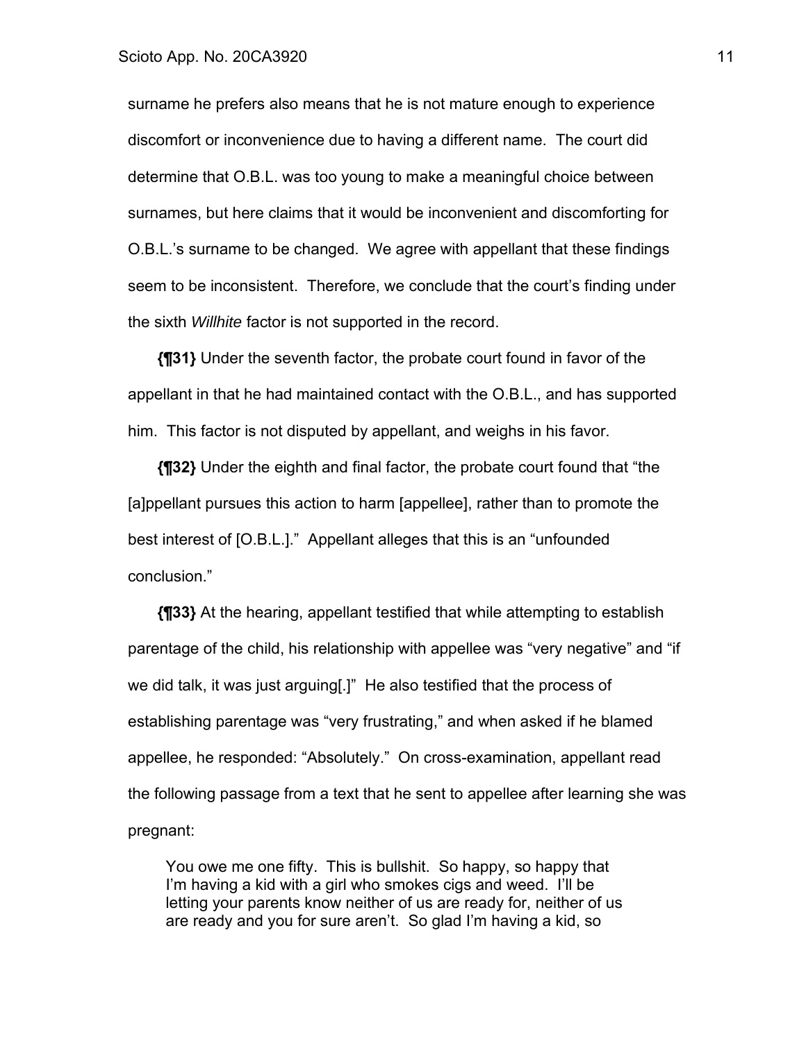surname he prefers also means that he is not mature enough to experience discomfort or inconvenience due to having a different name. The court did determine that O.B.L. was too young to make a meaningful choice between surnames, but here claims that it would be inconvenient and discomforting for O.B.L.'s surname to be changed. We agree with appellant that these findings seem to be inconsistent. Therefore, we conclude that the court's finding under the sixth *Willhite* factor is not supported in the record.

**{¶31}** Under the seventh factor, the probate court found in favor of the appellant in that he had maintained contact with the O.B.L., and has supported him. This factor is not disputed by appellant, and weighs in his favor.

**{¶32}** Under the eighth and final factor, the probate court found that "the [a]ppellant pursues this action to harm [appellee], rather than to promote the best interest of [O.B.L.]." Appellant alleges that this is an "unfounded conclusion."

**{¶33}** At the hearing, appellant testified that while attempting to establish parentage of the child, his relationship with appellee was "very negative" and "if we did talk, it was just arguing[.]" He also testified that the process of establishing parentage was "very frustrating," and when asked if he blamed appellee, he responded: "Absolutely." On cross-examination, appellant read the following passage from a text that he sent to appellee after learning she was pregnant:

> You owe me one fifty. This is bullshit. So happy, so happy that I'm having a kid with a girl who smokes cigs and weed. I'll be letting your parents know neither of us are ready for, neither of us are ready and you for sure aren't. So glad I'm having a kid, so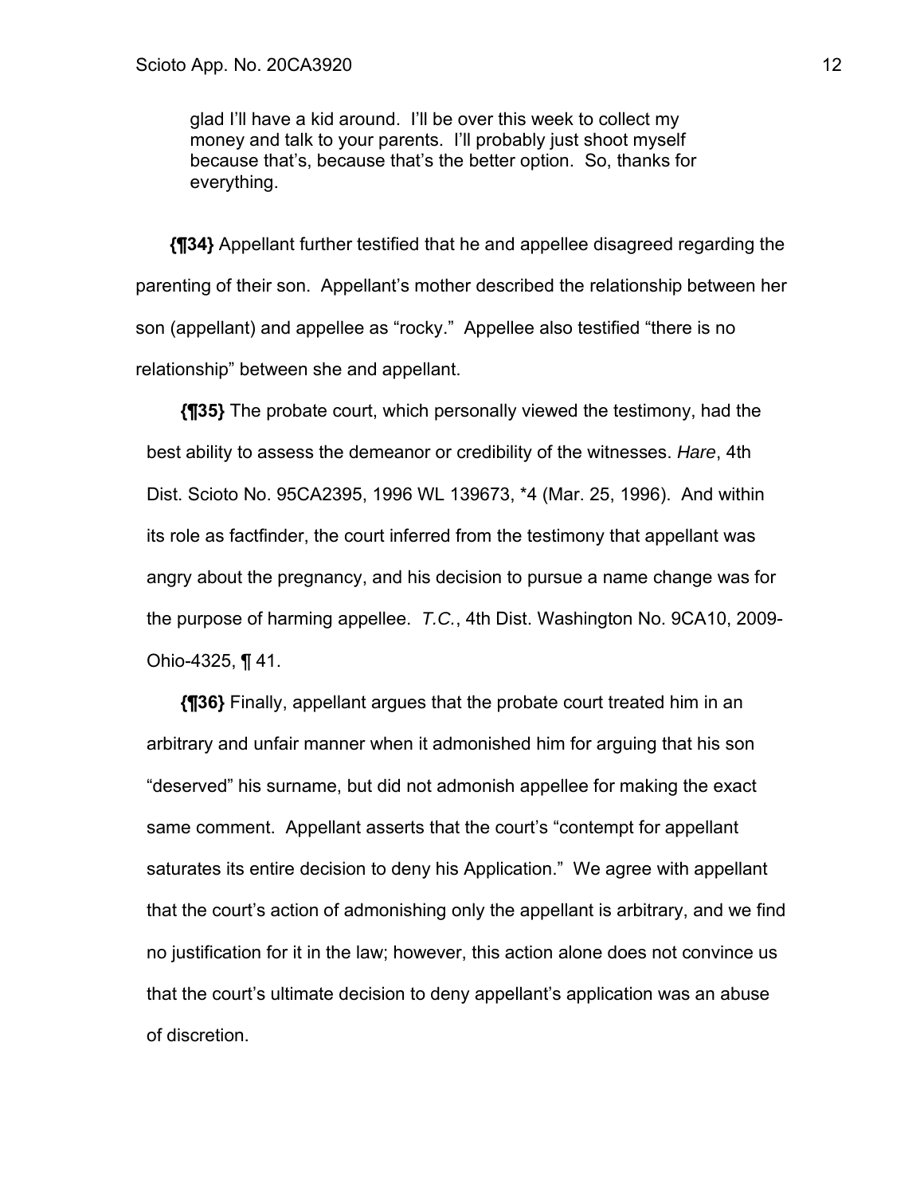> glad I'll have a kid around. I'll be over this week to collect my money and talk to your parents. I'll probably just shoot myself because that's, because that's the better option. So, thanks for everything.

**{¶34}** Appellant further testified that he and appellee disagreed regarding the parenting of their son. Appellant's mother described the relationship between her son (appellant) and appellee as "rocky." Appellee also testified "there is no relationship" between she and appellant.

**{¶35}** The probate court, which personally viewed the testimony, had the best ability to assess the demeanor or credibility of the witnesses. *Hare*, 4th Dist. Scioto No. 95CA2395, 1996 WL 139673, *4 (Mar. 25, 1996). And within its role as factfinder, the court inferred from the testimony that appellant was angry about the pregnancy, and his decision to pursue a name change was for the purpose of harming appellee. *T.C.*, 4th Dist. Washington No. 9CA10, 2009-Ohio-4325, ¶ 41.

**{¶36}** Finally, appellant argues that the probate court treated him in an arbitrary and unfair manner when it admonished him for arguing that his son "deserved" his surname, but did not admonish appellee for making the exact same comment. Appellant asserts that the court's "contempt for appellant saturates its entire decision to deny his Application." We agree with appellant that the court's action of admonishing only the appellant is arbitrary, and we find no justification for it in the law; however, this action alone does not convince us that the court's ultimate decision to deny appellant's application was an abuse of discretion.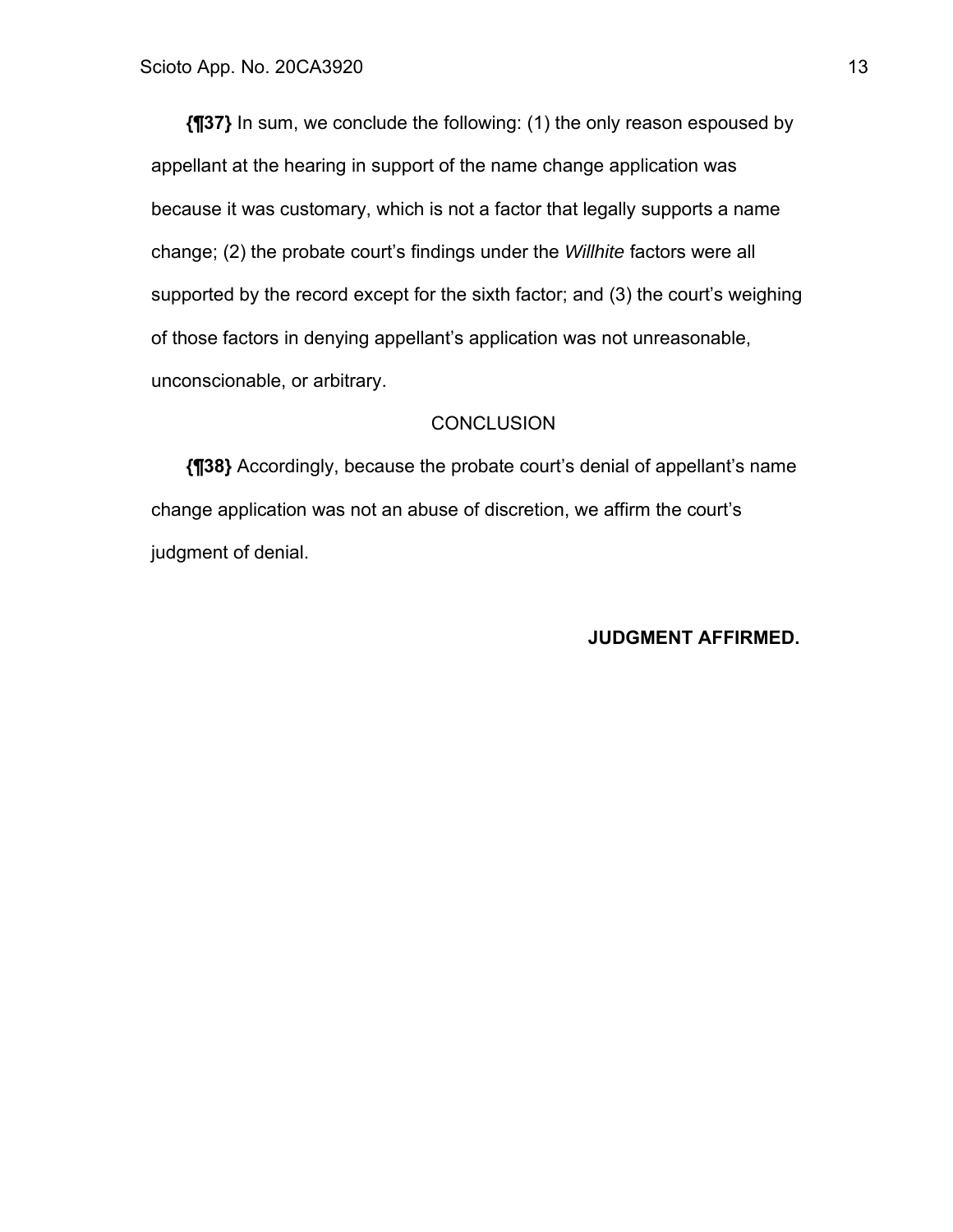**{¶37}** In sum, we conclude the following: (1) the only reason espoused by appellant at the hearing in support of the name change application was because it was customary, which is not a factor that legally supports a name change; (2) the probate court's findings under the *Willhite* factors were all supported by the record except for the sixth factor; and (3) the court's weighing of those factors in denying appellant's application was not unreasonable, unconscionable, or arbitrary.

## CONCLUSION

**{¶38}** Accordingly, because the probate court's denial of appellant's name change application was not an abuse of discretion, we affirm the court's judgment of denial.

**JUDGMENT AFFIRMED.**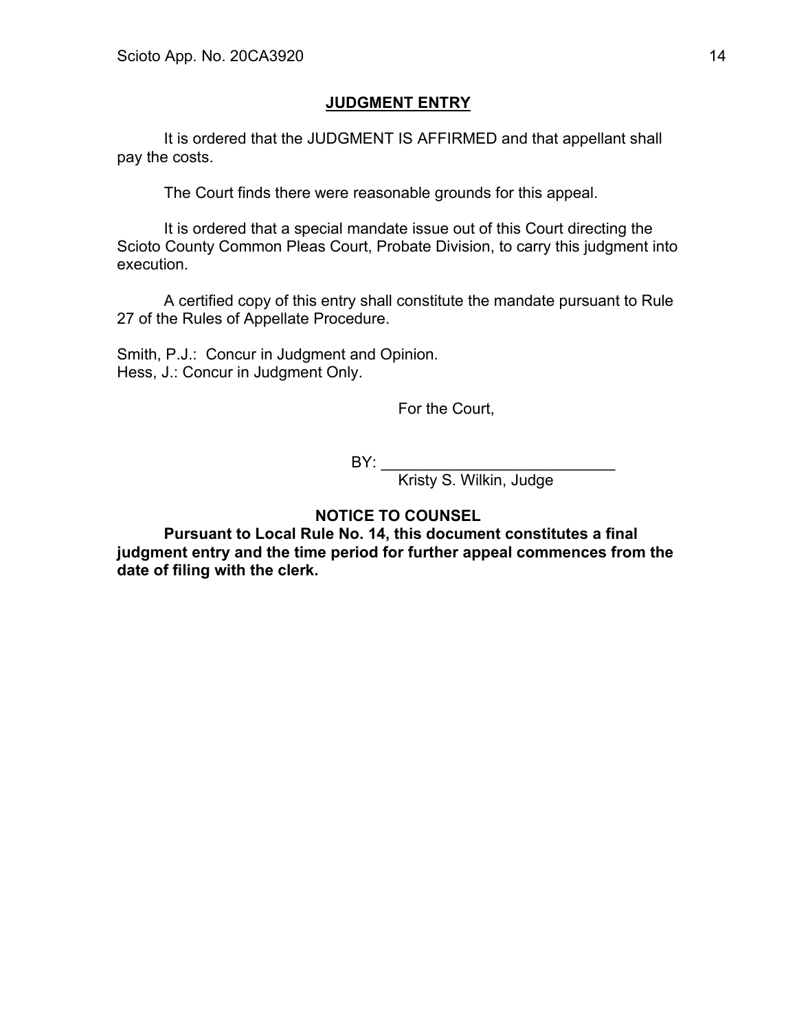## JUDGMENT ENTRY

It is ordered that the JUDGMENT IS AFFIRMED and that appellant shall pay the costs.

The Court finds there were reasonable grounds for this appeal.

It is ordered that a special mandate issue out of this Court directing the Scioto County Common Pleas Court, Probate Division, to carry this judgment into execution.

A certified copy of this entry shall constitute the mandate pursuant to Rule 27 of the Rules of Appellate Procedure.

Smith, P.J.: Concur in Judgment and Opinion.
Hess, J.: Concur in Judgment Only.

For the Court,

BY: ___________________________
Kristy S. Wilkin, Judge

**NOTICE TO COUNSEL**

**Pursuant to Local Rule No. 14, this document constitutes a final judgment entry and the time period for further appeal commences from the date of filing with the clerk.**